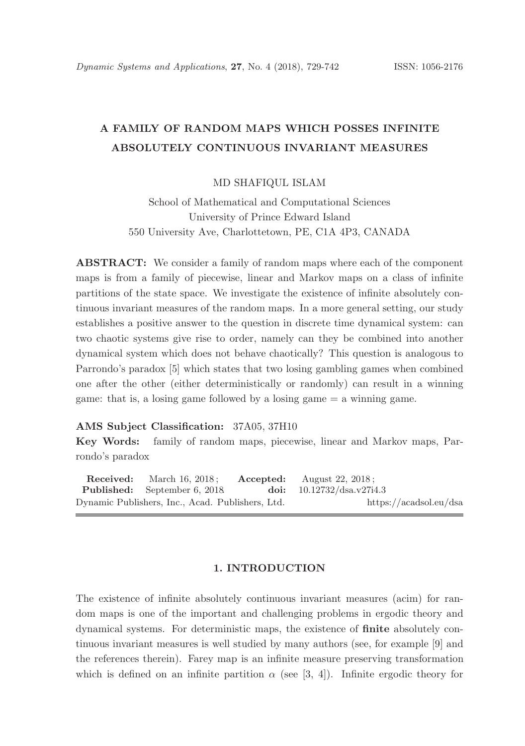# A FAMILY OF RANDOM MAPS WHICH POSSES INFINITE ABSOLUTELY CONTINUOUS INVARIANT MEASURES

MD SHAFIQUL ISLAM

School of Mathematical and Computational Sciences
University of Prince Edward Island
550 University Ave, Charlottetown, PE, C1A 4P3, CANADA

**ABSTRACT:** We consider a family of random maps where each of the component maps is from a family of piecewise, linear and Markov maps on a class of infinite partitions of the state space. We investigate the existence of infinite absolutely continuous invariant measures of the random maps. In a more general setting, our study establishes a positive answer to the question in discrete time dynamical system: can two chaotic systems give rise to order, namely can they be combined into another dynamical system which does not behave chaotically? This question is analogous to Parrondo's paradox [5] which states that two losing gambling games when combined one after the other (either deterministically or randomly) can result in a winning game: that is, a losing game followed by a losing game = a winning game.

**AMS Subject Classification:** 37A05, 37H10

**Key Words:** family of random maps, piecewise, linear and Markov maps, Parrondo's paradox

**Received:** March 16, 2018; **Accepted:** August 22, 2018;
**Published:** September 6, 2018 **doi:** 10.12732/dsa.v27i4.3
Dynamic Publishers, Inc., Acad. Publishers, Ltd. https://acadsol.eu/dsa

## 1. INTRODUCTION

The existence of infinite absolutely continuous invariant measures (acim) for random maps is one of the important and challenging problems in ergodic theory and dynamical systems. For deterministic maps, the existence of **finite** absolutely continuous invariant measures is well studied by many authors (see, for example [9] and the references therein). Farey map is an infinite measure preserving transformation which is defined on an infinite partition $\alpha$ (see [3, 4]). Infinite ergodic theory for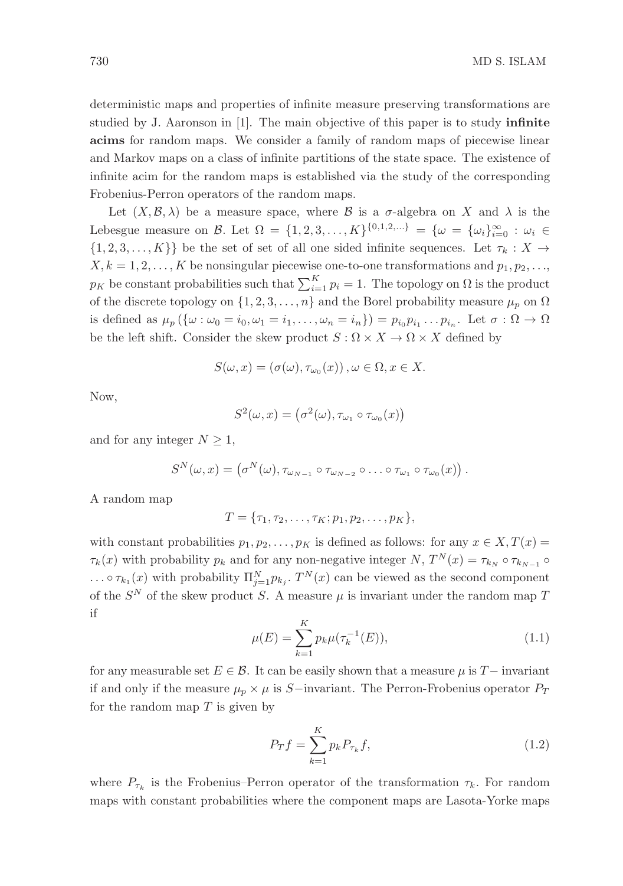deterministic maps and properties of infinite measure preserving transformations are studied by J. Aaronson in [1]. The main objective of this paper is to study **infinite acims** for random maps. We consider a family of random maps of piecewise linear and Markov maps on a class of infinite partitions of the state space. The existence of infinite acim for the random maps is established via the study of the corresponding Frobenius-Perron operators of the random maps.

Let $(X, \mathcal{B}, \lambda)$ be a measure space, where $\mathcal{B}$ is a $\sigma$-algebra on $X$ and $\lambda$ is the Lebesgue measure on $\mathcal{B}$. Let $\Omega = \{1, 2, 3, \ldots, K\}^{\{0,1,2,\ldots\}} = \{\omega = \{\omega_i\}_{i=0}^{\infty} : \omega_i \in \{1, 2, 3, \ldots, K\}\}$ be the set of set of all one sided infinite sequences. Let $\tau_k : X \to X, k = 1, 2, \ldots, K$ be nonsingular piecewise one-to-one transformations and $p_1, p_2, \ldots, p_K$ be constant probabilities such that $\sum_{i=1}^{K} p_i = 1$. The topology on $\Omega$ is the product of the discrete topology on $\{1, 2, 3, \ldots, n\}$ and the Borel probability measure $\mu_p$ on $\Omega$ is defined as $\mu_p (\{\omega : \omega_0 = i_0, \omega_1 = i_1, \ldots, \omega_n = i_n\}) = p_{i_0} p_{i_1} \ldots p_{i_n}$. Let $\sigma : \Omega \to \Omega$ be the left shift. Consider the skew product $S : \Omega \times X \to \Omega \times X$ defined by

$$S(\omega, x) = (\sigma(\omega), \tau_{\omega_0}(x)), \omega \in \Omega, x \in X.$$

Now,

$$S^2(\omega, x) = \left(\sigma^2(\omega), \tau_{\omega_1} \circ \tau_{\omega_0}(x)\right)$$

and for any integer $N \geq 1$,

$$S^N(\omega, x) = \left(\sigma^N(\omega), \tau_{\omega_{N-1}} \circ \tau_{\omega_{N-2}} \circ \ldots \circ \tau_{\omega_1} \circ \tau_{\omega_0}(x)\right).$$

A random map

$$T = \{\tau_1, \tau_2, \ldots, \tau_K; p_1, p_2, \ldots, p_K\},$$

with constant probabilities $p_1, p_2, \ldots, p_K$ is defined as follows: for any $x \in X, T(x) = \tau_k(x)$ with probability $p_k$ and for any non-negative integer $N$, $T^N(x) = \tau_{k_N} \circ \tau_{k_{N-1}} \circ \ldots \circ \tau_{k_1}(x)$ with probability $\Pi_{j=1}^{N} p_{k_j}$. $T^N(x)$ can be viewed as the second component of the $S^N$ of the skew product $S$. A measure $\mu$ is invariant under the random map $T$ if

$$\mu(E) = \sum_{k=1}^{K} p_k \mu(\tau_k^{-1}(E)), \tag{1.1}$$

for any measurable set $E \in \mathcal{B}$. It can be easily shown that a measure $\mu$ is $T-$ invariant if and only if the measure $\mu_p \times \mu$ is $S-$invariant. The Perron-Frobenius operator $P_T$ for the random map $T$ is given by

$$P_T f = \sum_{k=1}^{K} p_k P_{\tau_k} f, \tag{1.2}$$

where $P_{\tau_k}$ is the Frobenius–Perron operator of the transformation $\tau_k$. For random maps with constant probabilities where the component maps are Lasota-Yorke maps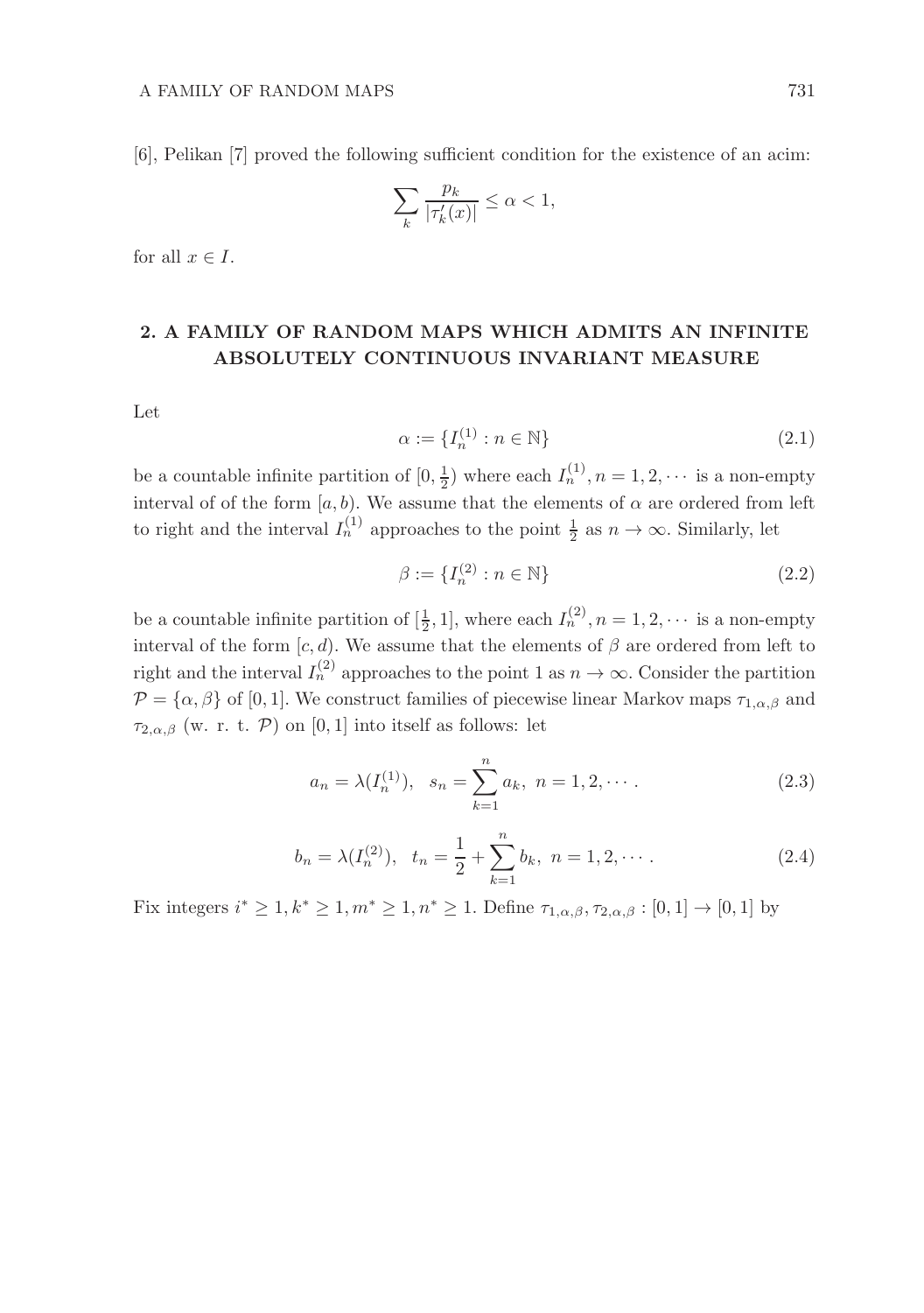[6], Pelikan [7] proved the following sufficient condition for the existence of an acim:

$$\sum_k \frac{p_k}{|\tau_k'(x)|} \le \alpha < 1,$$

for all $x \in I$.

## 2. A Family of Random Maps Which Admits an Infinite Absolutely Continuous Invariant Measure

Let

$$\alpha := \{I_n^{(1)} : n \in \mathbb{N}\} \tag{2.1}$$

be a countable infinite partition of $[0, \frac{1}{2})$ where each $I_n^{(1)}, n = 1, 2, \cdots$ is a non-empty interval of of the form $[a, b)$. We assume that the elements of $\alpha$ are ordered from left to right and the interval $I_n^{(1)}$ approaches to the point $\frac{1}{2}$ as $n \to \infty$. Similarly, let

$$\beta := \{I_n^{(2)} : n \in \mathbb{N}\} \tag{2.2}$$

be a countable infinite partition of $[\frac{1}{2}, 1]$, where each $I_n^{(2)}, n = 1, 2, \cdots$ is a non-empty interval of the form $[c, d)$. We assume that the elements of $\beta$ are ordered from left to right and the interval $I_n^{(2)}$ approaches to the point 1 as $n \to \infty$. Consider the partition $\mathcal{P} = \{\alpha, \beta\}$ of $[0, 1]$. We construct families of piecewise linear Markov maps $\tau_{1,\alpha,\beta}$ and $\tau_{2,\alpha,\beta}$ (w. r. t. $\mathcal{P}$) on $[0, 1]$ into itself as follows: let

$$a_n = \lambda(I_n^{(1)}), \quad s_n = \sum_{k=1}^{n} a_k, \; n = 1, 2, \cdots. \tag{2.3}$$

$$b_n = \lambda(I_n^{(2)}), \quad t_n = \frac{1}{2} + \sum_{k=1}^{n} b_k, \; n = 1, 2, \cdots. \tag{2.4}$$

Fix integers $i^* \ge 1, k^* \ge 1, m^* \ge 1, n^* \ge 1$. Define $\tau_{1,\alpha,\beta}, \tau_{2,\alpha,\beta} : [0, 1] \to [0, 1]$ by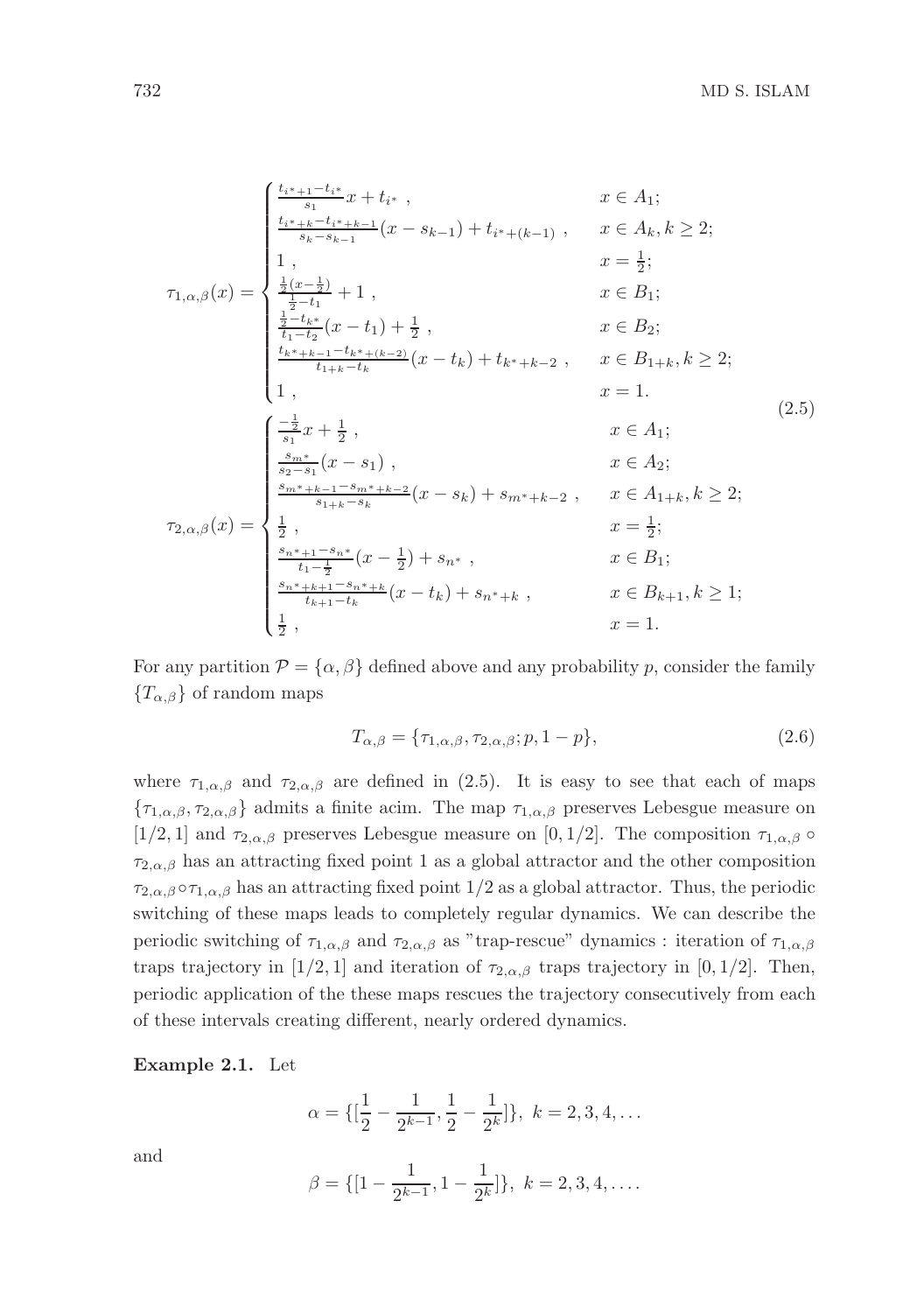$$
\tau_{1,\alpha,\beta}(x) = \begin{cases} \frac{t_{i^*+1} - t_{i^*}}{s_1} x + t_{i^*} \ , & x \in A_1; \\ \frac{t_{i^*+k} - t_{i^*+k-1}}{s_k - s_{k-1}} (x - s_{k-1}) + t_{i^*+(k-1)} \ , & x \in A_k, k \geq 2; \\ 1 \ , & x = \frac{1}{2}; \\ \frac{\frac{1}{2}(x - \frac{1}{2})}{\frac{1}{2} - t_1} + 1 \ , & x \in B_1; \\ \frac{\frac{1}{2} - t_{k^*}}{t_1 - t_2} (x - t_1) + \frac{1}{2} \ , & x \in B_2; \\ \frac{t_{k^*+k-1} - t_{k^*+(k-2)}}{t_{1+k} - t_k} (x - t_k) + t_{k^*+k-2} \ , & x \in B_{1+k}, k \geq 2; \\ 1 \ , & x = 1. \end{cases}
$$

$$
\tau_{2,\alpha,\beta}(x) = \begin{cases} \frac{-\frac{1}{2}}{s_1} x + \frac{1}{2} \ , & x \in A_1; \\ \frac{s_{m^*}}{s_2 - s_1} (x - s_1) \ , & x \in A_2; \\ \frac{s_{m^*+k-1} - s_{m^*+k-2}}{s_{1+k} - s_k} (x - s_k) + s_{m^*+k-2} \ , & x \in A_{1+k}, k \geq 2; \\ \frac{1}{2} \ , & x = \frac{1}{2}; \\ \frac{s_{n^*+1} - s_{n^*}}{t_1 - \frac{1}{2}} (x - \frac{1}{2}) + s_{n^*} \ , & x \in B_1; \\ \frac{s_{n^*+k+1} - s_{n^*+k}}{t_{k+1} - t_k} (x - t_k) + s_{n^*+k} \ , & x \in B_{k+1}, k \geq 1; \\ \frac{1}{2} \ , & x = 1. \end{cases} \tag{2.5}
$$

For any partition $\mathcal{P} = \{\alpha, \beta\}$ defined above and any probability $p$, consider the family $\{T_{\alpha,\beta}\}$ of random maps

$$
T_{\alpha,\beta} = \{\tau_{1,\alpha,\beta}, \tau_{2,\alpha,\beta}; p, 1-p\}, \tag{2.6}
$$

where $\tau_{1,\alpha,\beta}$ and $\tau_{2,\alpha,\beta}$ are defined in (2.5). It is easy to see that each of maps $\{\tau_{1,\alpha,\beta}, \tau_{2,\alpha,\beta}\}$ admits a finite acim. The map $\tau_{1,\alpha,\beta}$ preserves Lebesgue measure on $[1/2, 1]$ and $\tau_{2,\alpha,\beta}$ preserves Lebesgue measure on $[0, 1/2]$. The composition $\tau_{1,\alpha,\beta} \circ \tau_{2,\alpha,\beta}$ has an attracting fixed point 1 as a global attractor and the other composition $\tau_{2,\alpha,\beta} \circ \tau_{1,\alpha,\beta}$ has an attracting fixed point $1/2$ as a global attractor. Thus, the periodic switching of these maps leads to completely regular dynamics. We can describe the periodic switching of $\tau_{1,\alpha,\beta}$ and $\tau_{2,\alpha,\beta}$ as "trap-rescue" dynamics : iteration of $\tau_{1,\alpha,\beta}$ traps trajectory in $[1/2, 1]$ and iteration of $\tau_{2,\alpha,\beta}$ traps trajectory in $[0, 1/2]$. Then, periodic application of the these maps rescues the trajectory consecutively from each of these intervals creating different, nearly ordered dynamics.

**Example 2.1.** Let

$$
\alpha = \{[\frac{1}{2} - \frac{1}{2^{k-1}}, \frac{1}{2} - \frac{1}{2^k}]\}, \ k = 2, 3, 4, \ldots
$$

and

$$
\beta = \{[1 - \frac{1}{2^{k-1}}, 1 - \frac{1}{2^k}]\}, \ k = 2, 3, 4, \ldots.
$$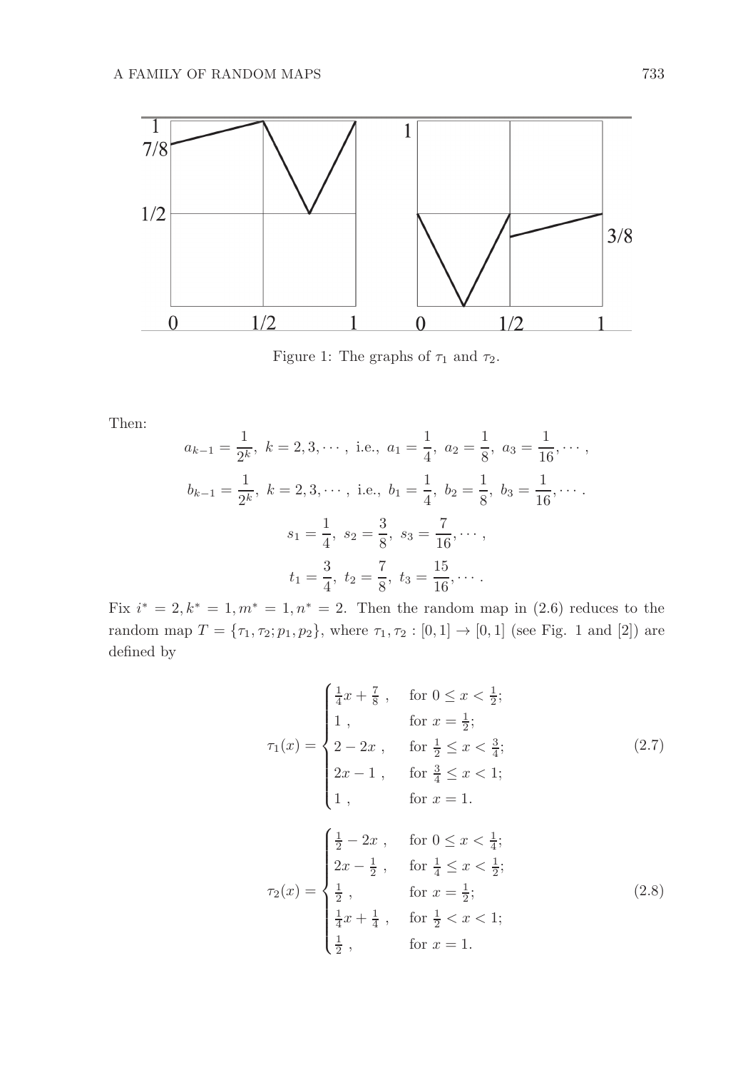Figure 1: The graphs of $\tau_1$ and $\tau_2$.

Then:

$$a_{k-1} = \frac{1}{2^k},\ k = 2, 3, \cdots,\ \text{i.e., } a_1 = \frac{1}{4},\ a_2 = \frac{1}{8},\ a_3 = \frac{1}{16}, \cdots,$$

$$b_{k-1} = \frac{1}{2^k},\ k = 2, 3, \cdots,\ \text{i.e., } b_1 = \frac{1}{4},\ b_2 = \frac{1}{8},\ b_3 = \frac{1}{16}, \cdots.$$

$$s_1 = \frac{1}{4},\ s_2 = \frac{3}{8},\ s_3 = \frac{7}{16}, \cdots,$$

$$t_1 = \frac{3}{4},\ t_2 = \frac{7}{8},\ t_3 = \frac{15}{16}, \cdots.$$

Fix $i^* = 2, k^* = 1, m^* = 1, n^* = 2$. Then the random map in (2.6) reduces to the random map $T = \{\tau_1, \tau_2; p_1, p_2\}$, where $\tau_1, \tau_2 : [0, 1] \to [0, 1]$ (see Fig. 1 and [2]) are defined by

$$\tau_1(x) = \begin{cases} \frac{1}{4}x + \frac{7}{8}\ , & \text{for } 0 \le x < \frac{1}{2}; \\ 1\ , & \text{for } x = \frac{1}{2}; \\ 2 - 2x\ , & \text{for } \frac{1}{2} \le x < \frac{3}{4}; \\ 2x - 1\ , & \text{for } \frac{3}{4} \le x < 1; \\ 1\ , & \text{for } x = 1. \end{cases} \tag{2.7}$$

$$\tau_2(x) = \begin{cases} \frac{1}{2} - 2x\ , & \text{for } 0 \le x < \frac{1}{4}; \\ 2x - \frac{1}{2}\ , & \text{for } \frac{1}{4} \le x < \frac{1}{2}; \\ \frac{1}{2}\ , & \text{for } x = \frac{1}{2}; \\ \frac{1}{4}x + \frac{1}{4}\ , & \text{for } \frac{1}{2} < x < 1; \\ \frac{1}{2}\ , & \text{for } x = 1. \end{cases} \tag{2.8}$$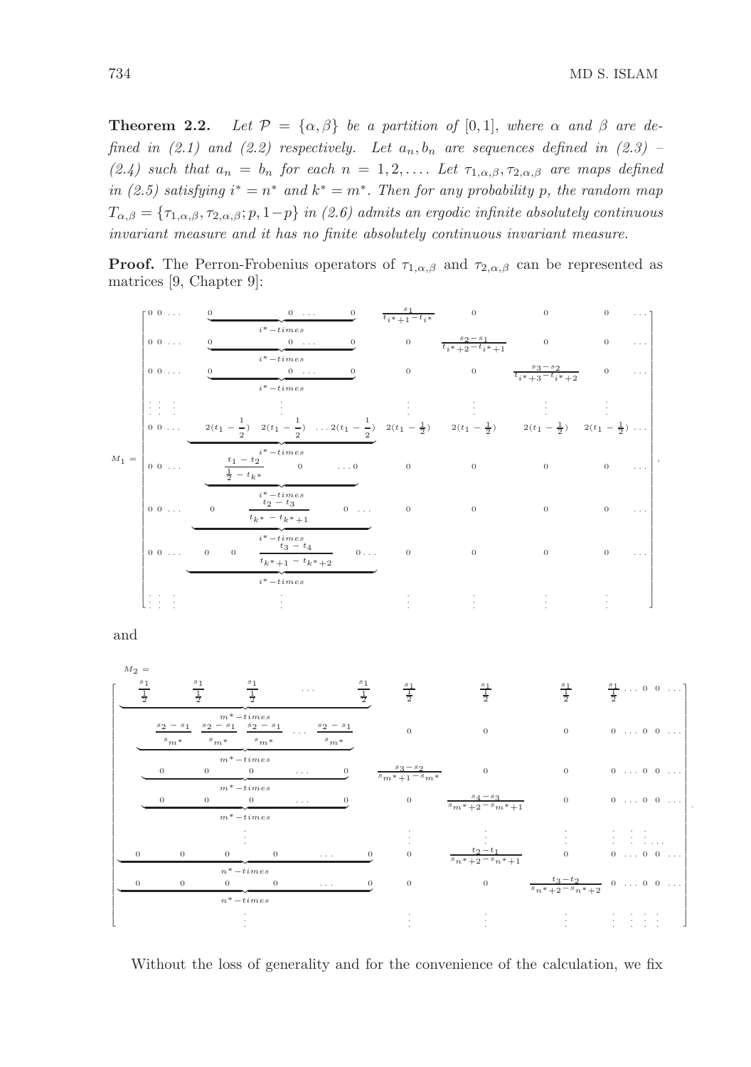**Theorem 2.2.** *Let $\mathcal{P} = \{\alpha, \beta\}$ be a partition of $[0,1]$, where $\alpha$ and $\beta$ are defined in (2.1) and (2.2) respectively. Let $a_n, b_n$ are sequences defined in (2.3) – (2.4) such that $a_n = b_n$ for each $n = 1, 2, \ldots$. Let $\tau_{1,\alpha,\beta}, \tau_{2,\alpha,\beta}$ are maps defined in (2.5) satisfying $i^* = n^*$ and $k^* = m^*$. Then for any probability $p$, the random map $T_{\alpha,\beta} = \{\tau_{1,\alpha,\beta}, \tau_{2,\alpha,\beta}; p, 1-p\}$ in (2.6) admits an ergodic infinite absolutely continuous invariant measure and it has no finite absolutely continuous invariant measure.*

**Proof.** The Perron-Frobenius operators of $\tau_{1,\alpha,\beta}$ and $\tau_{2,\alpha,\beta}$ can be represented as matrices [9, Chapter 9]:

$$
M_1 = \begin{bmatrix}
0 \; 0 \; \ldots & \underbrace{0 \quad 0 \; \ldots \quad 0}_{i^*-times} & \frac{s_1}{t_{i^*+1}-t_{i^*}} & 0 & 0 & 0 & \ldots \\
0 \; 0 \; \ldots & \underbrace{0 \quad 0 \; \ldots \quad 0}_{i^*-times} & 0 & \frac{s_2-s_1}{t_{i^*+2}-t_{i^*+1}} & 0 & 0 & \ldots \\
0 \; 0 \; \ldots & \underbrace{0 \quad 0 \; \ldots \quad 0}_{i^*-times} & 0 & 0 & \frac{s_3-s_2}{t_{i^*+3}-t_{i^*+2}} & 0 & \ldots \\
\vdots \; \vdots \; \vdots & \vdots & \vdots & \vdots & \vdots & \vdots & \\
0 \; 0 \; \ldots & \underbrace{2(t_1-\frac{1}{2}) \quad 2(t_1-\frac{1}{2}) \quad \ldots 2(t_1-\frac{1}{2})}_{i^*-times} & 2(t_1-\frac{1}{2}) & 2(t_1-\frac{1}{2}) & 2(t_1-\frac{1}{2}) & 2(t_1-\frac{1}{2}) & \ldots \\
0 \; 0 \; \ldots & \underbrace{\frac{t_1-t_2}{\frac{1}{2}-t_{k^*}} \quad 0 \quad \ldots 0}_{i^*-times} & 0 & 0 & 0 & 0 & \ldots \\
0 \; 0 \; \ldots & \underbrace{0 \quad \frac{t_2-t_3}{t_{k^*}-t_{k^*+1}} \quad 0 \; \ldots}_{i^*-times} & 0 & 0 & 0 & 0 & \ldots \\
0 \; 0 \; \ldots & \underbrace{0 \quad 0 \quad \frac{t_3-t_4}{t_{k^*+1}-t_{k^*+2}} \quad 0 \ldots}_{i^*-times} & 0 & 0 & 0 & 0 & \ldots \\
\vdots \; \vdots \; \vdots & \vdots & \vdots & \vdots & \vdots & \vdots &
\end{bmatrix},
$$

and

$$
M_2 = \begin{bmatrix}
\underbrace{\frac{s_1}{\frac{1}{2}} \quad \frac{s_1}{\frac{1}{2}} \quad \frac{s_1}{\frac{1}{2}} \quad \ldots \quad \frac{s_1}{\frac{1}{2}}}_{m^*-times} & \frac{s_1}{\frac{1}{2}} & \frac{s_1}{\frac{1}{2}} & \frac{s_1}{\frac{1}{2}} & \frac{s_1}{\frac{1}{2}} \ldots 0 \; 0 \; \ldots \\
\underbrace{\frac{s_2-s_1}{s_{m^*}} \quad \frac{s_2-s_1}{s_{m^*}} \quad \frac{s_2-s_1}{s_{m^*}} \quad \ldots \quad \frac{s_2-s_1}{s_{m^*}}}_{m^*-times} & 0 & 0 & 0 & 0 \; \ldots \; 0 \; 0 \; \ldots \\
\underbrace{0 \quad 0 \quad 0 \quad \ldots \quad 0}_{m^*-times} & \frac{s_3-s_2}{s_{m^*+1}-s_{m^*}} & 0 & 0 & 0 \; \ldots \; 0 \; 0 \; \ldots \\
\underbrace{0 \quad 0 \quad 0 \quad \ldots \quad 0}_{m^*-times} & 0 & \frac{s_4-s_3}{s_{m^*+2}-s_{m^*+1}} & 0 & 0 \; \ldots \; 0 \; 0 \; \ldots \\
\vdots & \vdots & \vdots & \vdots & \vdots \; \vdots \; \vdots \; \ldots \\
\underbrace{0 \quad 0 \quad 0 \quad 0 \quad \ldots \quad 0}_{n^*-times} & 0 & \frac{t_2-t_1}{s_{n^*+2}-s_{n^*+1}} & 0 & 0 \; \ldots \; 0 \; 0 \; \ldots \\
\underbrace{0 \quad 0 \quad 0 \quad 0 \quad \ldots \quad 0}_{n^*-times} & 0 & 0 & \frac{t_3-t_2}{s_{n^*+2}-s_{n^*+2}} & 0 \; \ldots \; 0 \; 0 \; \ldots \\
\vdots & \vdots & \vdots & \vdots & \vdots \; \vdots \; \vdots \; \vdots
\end{bmatrix}.
$$

Without the loss of generality and for the convenience of the calculation, we fix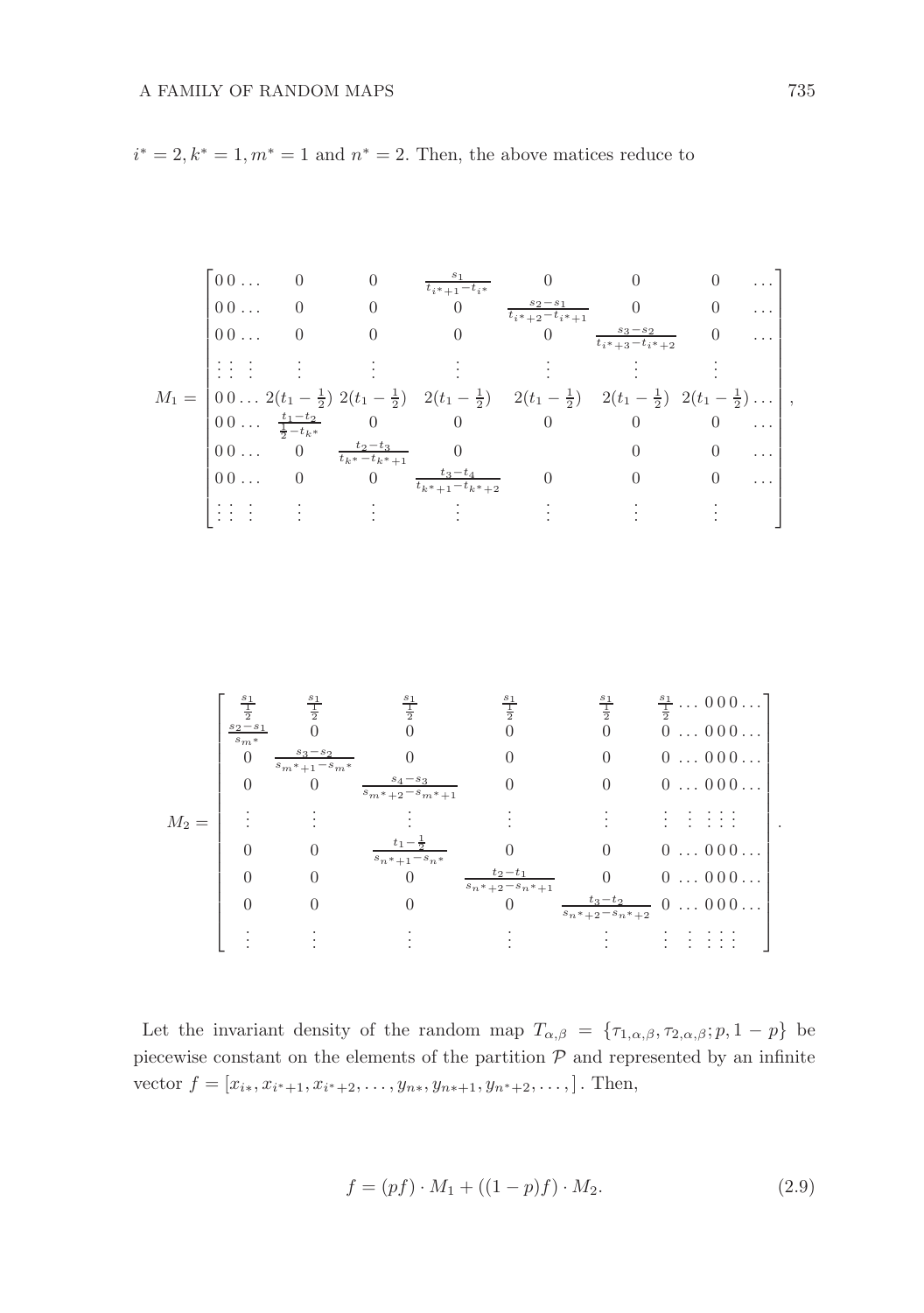$i^* = 2, k^* = 1, m^* = 1$ and $n^* = 2$. Then, the above matices reduce to

$$
M_1 = \begin{bmatrix}
0\,0\ldots & 0 & 0 & \frac{s_1}{t_{i^*+1}-t_{i^*}} & 0 & 0 & 0 & \ldots \\
0\,0\ldots & 0 & 0 & 0 & \frac{s_2-s_1}{t_{i^*+2}-t_{i^*+1}} & 0 & 0 & \ldots \\
0\,0\ldots & 0 & 0 & 0 & 0 & \frac{s_3-s_2}{t_{i^*+3}-t_{i^*+2}} & 0 & \ldots \\
\vdots\,\vdots\,\vdots & \vdots & \vdots & \vdots & \vdots & \vdots & \vdots & \\
0\,0\ldots & 2(t_1-\frac{1}{2}) & 2(t_1-\frac{1}{2}) & 2(t_1-\frac{1}{2}) & 2(t_1-\frac{1}{2}) & 2(t_1-\frac{1}{2}) & 2(t_1-\frac{1}{2}) & \ldots \\
0\,0\ldots & \frac{t_1-t_2}{\frac{1}{2}-t_{k^*}} & 0 & 0 & 0 & 0 & 0 & \ldots \\
0\,0\ldots & 0 & \frac{t_2-t_3}{t_{k^*}-t_{k^*+1}} & 0 & & 0 & 0 & \ldots \\
0\,0\ldots & 0 & 0 & \frac{t_3-t_4}{t_{k^*+1}-t_{k^*+2}} & 0 & 0 & 0 & \ldots \\
\vdots\,\vdots\,\vdots & \vdots & \vdots & \vdots & \vdots & \vdots & \vdots &
\end{bmatrix},
$$

$$
M_2 = \begin{bmatrix}
\frac{s_1}{\frac{1}{2}} & \frac{s_1}{\frac{1}{2}} & \frac{s_1}{\frac{1}{2}} & \frac{s_1}{\frac{1}{2}} & \frac{s_1}{\frac{1}{2}} & \frac{s_1}{\frac{1}{2}}\ldots\,0\,0\,0\ldots \\
\frac{s_2-s_1}{s_{m^*}} & 0 & 0 & 0 & 0 & 0\,\ldots\,0\,0\,0\ldots \\
0 & \frac{s_3-s_2}{s_{m^*+1}-s_{m^*}} & 0 & 0 & 0 & 0\,\ldots\,0\,0\,0\ldots \\
0 & 0 & \frac{s_4-s_3}{s_{m^*+2}-s_{m^*+1}} & 0 & 0 & 0\,\ldots\,0\,0\,0\ldots \\
\vdots & \vdots & \vdots & \vdots & \vdots & \vdots\;\;\vdots\;\;\vdots\,\vdots\,\vdots \\
0 & 0 & \frac{t_1-\frac{1}{2}}{s_{n^*+1}-s_{n^*}} & 0 & 0 & 0\,\ldots\,0\,0\,0\ldots \\
0 & 0 & 0 & \frac{t_2-t_1}{s_{n^*+2}-s_{n^*+1}} & 0 & 0\,\ldots\,0\,0\,0\ldots \\
0 & 0 & 0 & 0 & \frac{t_3-t_2}{s_{n^*+2}-s_{n^*+2}} & 0\,\ldots\,0\,0\,0\ldots \\
\vdots & \vdots & \vdots & \vdots & \vdots & \vdots\;\;\vdots\;\;\vdots\,\vdots\,\vdots
\end{bmatrix}.
$$

Let the invariant density of the random map $T_{\alpha,\beta} = \{\tau_{1,\alpha,\beta}, \tau_{2,\alpha,\beta}; p, 1-p\}$ be piecewise constant on the elements of the partition $\mathcal{P}$ and represented by an infinite vector $f = [x_{i*}, x_{i^*+1}, x_{i^*+2}, \ldots, y_{n*}, y_{n*+1}, y_{n^*+2}, \ldots,]$. Then,

$$
f = (pf) \cdot M_1 + ((1-p)f) \cdot M_2. \tag{2.9}
$$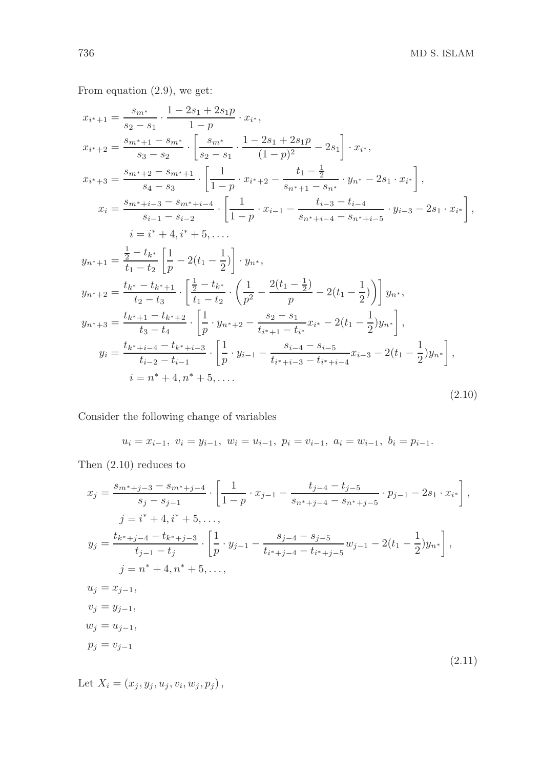From equation (2.9), we get:

$$
\begin{aligned}
x_{i^*+1} &= \frac{s_{m^*}}{s_2 - s_1} \cdot \frac{1 - 2s_1 + 2s_1 p}{1-p} \cdot x_{i^*}, \\
x_{i^*+2} &= \frac{s_{m^*+1} - s_{m^*}}{s_3 - s_2} \cdot \left[ \frac{s_{m^*}}{s_2 - s_1} \cdot \frac{1 - 2s_1 + 2s_1 p}{(1-p)^2} - 2s_1 \right] \cdot x_{i^*}, \\
x_{i^*+3} &= \frac{s_{m^*+2} - s_{m^*+1}}{s_4 - s_3} \cdot \left[ \frac{1}{1-p} \cdot x_{i^*+2} - \frac{t_1 - \frac{1}{2}}{s_{n^*+1} - s_{n^*}} \cdot y_{n^*} - 2s_1 \cdot x_{i^*} \right], \\
x_i &= \frac{s_{m^*+i-3} - s_{m^*+i-4}}{s_{i-1} - s_{i-2}} \cdot \left[ \frac{1}{1-p} \cdot x_{i-1} - \frac{t_{i-3} - t_{i-4}}{s_{n^*+i-4} - s_{n^*+i-5}} \cdot y_{i-3} - 2s_1 \cdot x_{i^*} \right], \\
&\quad i = i^* + 4, i^* + 5, \ldots. \\
y_{n^*+1} &= \frac{\frac{1}{2} - t_{k^*}}{t_1 - t_2} \left[ \frac{1}{p} - 2(t_1 - \frac{1}{2}) \right] \cdot y_{n^*}, \\
y_{n^*+2} &= \frac{t_{k^*} - t_{k^*+1}}{t_2 - t_3} \cdot \left[ \frac{\frac{1}{2} - t_{k^*}}{t_1 - t_2} \cdot \left( \frac{1}{p^2} - \frac{2(t_1 - \frac{1}{2})}{p} - 2(t_1 - \frac{1}{2}) \right) \right] y_{n^*}, \\
y_{n^*+3} &= \frac{t_{k^*+1} - t_{k^*+2}}{t_3 - t_4} \cdot \left[ \frac{1}{p} \cdot y_{n^*+2} - \frac{s_2 - s_1}{t_{i^*+1} - t_{i^*}} x_{i^*} - 2(t_1 - \frac{1}{2}) y_{n^*} \right], \\
y_i &= \frac{t_{k^*+i-4} - t_{k^*+i-3}}{t_{i-2} - t_{i-1}} \cdot \left[ \frac{1}{p} \cdot y_{i-1} - \frac{s_{i-4} - s_{i-5}}{t_{i^*+i-3} - t_{i^*+i-4}} x_{i-3} - 2(t_1 - \frac{1}{2}) y_{n^*} \right], \\
&\quad i = n^* + 4, n^* + 5, \ldots.
\end{aligned}
\tag{2.10}
$$

Consider the following change of variables

$$u_i = x_{i-1},\ v_i = y_{i-1},\ w_i = u_{i-1},\ p_i = v_{i-1},\ a_i = w_{i-1},\ b_i = p_{i-1}.$$

Then (2.10) reduces to

$$
\begin{aligned}
x_j &= \frac{s_{m^*+j-3} - s_{m^*+j-4}}{s_j - s_{j-1}} \cdot \left[ \frac{1}{1-p} \cdot x_{j-1} - \frac{t_{j-4} - t_{j-5}}{s_{n^*+j-4} - s_{n^*+j-5}} \cdot p_{j-1} - 2s_1 \cdot x_{i^*} \right], \\
&\quad j = i^* + 4, i^* + 5, \ldots, \\
y_j &= \frac{t_{k^*+j-4} - t_{k^*+j-3}}{t_{j-1} - t_j} \cdot \left[ \frac{1}{p} \cdot y_{j-1} - \frac{s_{j-4} - s_{j-5}}{t_{i^*+j-4} - t_{i^*+j-5}} w_{j-1} - 2(t_1 - \frac{1}{2}) y_{n^*} \right], \\
&\quad j = n^* + 4, n^* + 5, \ldots, \\
u_j &= x_{j-1}, \\
v_j &= y_{j-1}, \\
w_j &= u_{j-1}, \\
p_j &= v_{j-1}
\end{aligned}
\tag{2.11}
$$

Let $X_i = (x_j, y_j, u_j, v_i, w_j, p_j)$,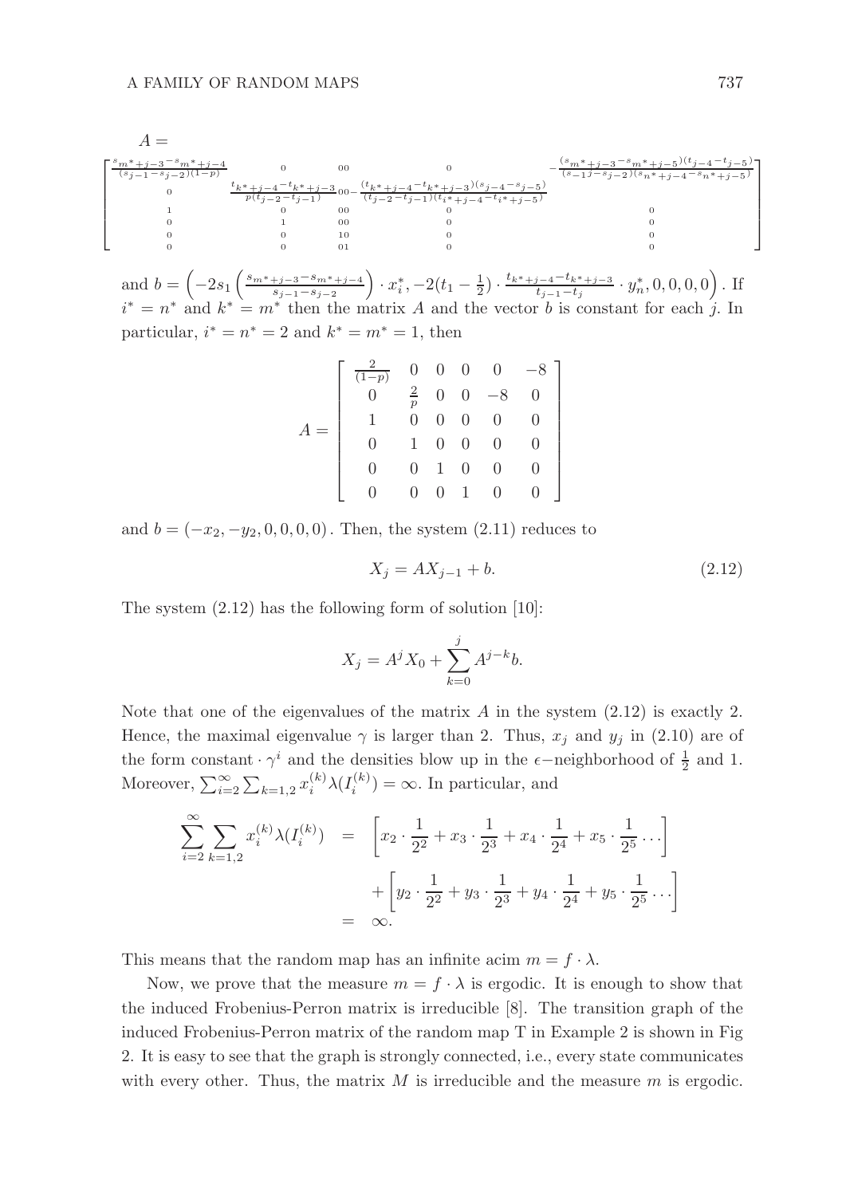$$A =$$

$$\begin{bmatrix} \frac{s_{m^*+j-3}-s_{m^*+j-4}}{(s_{j-1}-s_{j-2})(1-p)} & 0 & 0 & 0 & 0 & -\frac{(s_{m^*+j-3}-s_{m^*+j-5})(t_{j-4}-t_{j-5})}{(s-1^{j}-s_{j-2})(s_{n^*+j-4}-s_{n^*+j-5})} \\ 0 & \frac{t_{k^*+j-4}-t_{k^*+j-3}}{p(t_{j-2}-t_{j-1})} & 0 & 0 & -\frac{(t_{k^*+j-4}-t_{k^*+j-3})(s_{j-4}-s_{j-5})}{(t_{j-2}-t_{j-1})(t_{i^*+j-4}-t_{i^*+j-5})} & \\ 1 & 0 & 0 & 0 & 0 & 0 \\ 0 & 1 & 0 & 0 & 0 & 0 \\ 0 & 0 & 1 & 0 & 0 & 0 \\ 0 & 0 & 0 & 1 & 0 & 0 \end{bmatrix}$$

and $b = \left(-2s_1\left(\frac{s_{m^*+j-3}-s_{m^*+j-4}}{s_{j-1}-s_{j-2}}\right)\cdot x_i^*, -2(t_1-\frac{1}{2})\cdot\frac{t_{k^*+j-4}-t_{k^*+j-3}}{t_{j-1}-t_j}\cdot y_n^*, 0, 0, 0, 0\right)$. If $i^* = n^*$ and $k^* = m^*$ then the matrix $A$ and the vector $b$ is constant for each $j$. In particular, $i^* = n^* = 2$ and $k^* = m^* = 1$, then

$$A = \begin{bmatrix} \frac{2}{(1-p)} & 0 & 0 & 0 & 0 & -8 \\ 0 & \frac{2}{p} & 0 & 0 & -8 & 0 \\ 1 & 0 & 0 & 0 & 0 & 0 \\ 0 & 1 & 0 & 0 & 0 & 0 \\ 0 & 0 & 1 & 0 & 0 & 0 \\ 0 & 0 & 0 & 1 & 0 & 0 \end{bmatrix}$$

and $b = (-x_2, -y_2, 0, 0, 0, 0)$. Then, the system (2.11) reduces to

$$X_j = AX_{j-1} + b. \tag{2.12}$$

The system (2.12) has the following form of solution [10]:

$$X_j = A^j X_0 + \sum_{k=0}^{j} A^{j-k} b.$$

Note that one of the eigenvalues of the matrix $A$ in the system (2.12) is exactly 2. Hence, the maximal eigenvalue $\gamma$ is larger than 2. Thus, $x_j$ and $y_j$ in (2.10) are of the form constant $\cdot\,\gamma^i$ and the densities blow up in the $\epsilon-$neighborhood of $\frac{1}{2}$ and 1. Moreover, $\sum_{i=2}^{\infty}\sum_{k=1,2} x_i^{(k)}\lambda(I_i^{(k)}) = \infty$. In particular, and

$$\begin{aligned} \sum_{i=2}^{\infty}\sum_{k=1,2} x_i^{(k)}\lambda(I_i^{(k)}) &= \left[x_2\cdot\frac{1}{2^2} + x_3\cdot\frac{1}{2^3} + x_4\cdot\frac{1}{2^4} + x_5\cdot\frac{1}{2^5}\ldots\right] \\ &\quad + \left[y_2\cdot\frac{1}{2^2} + y_3\cdot\frac{1}{2^3} + y_4\cdot\frac{1}{2^4} + y_5\cdot\frac{1}{2^5}\ldots\right] \\ &= \infty. \end{aligned}$$

This means that the random map has an infinite acim $m = f\cdot\lambda$.

Now, we prove that the measure $m = f\cdot\lambda$ is ergodic. It is enough to show that the induced Frobenius-Perron matrix is irreducible [8]. The transition graph of the induced Frobenius-Perron matrix of the random map T in Example 2 is shown in Fig 2. It is easy to see that the graph is strongly connected, i.e., every state communicates with every other. Thus, the matrix $M$ is irreducible and the measure $m$ is ergodic.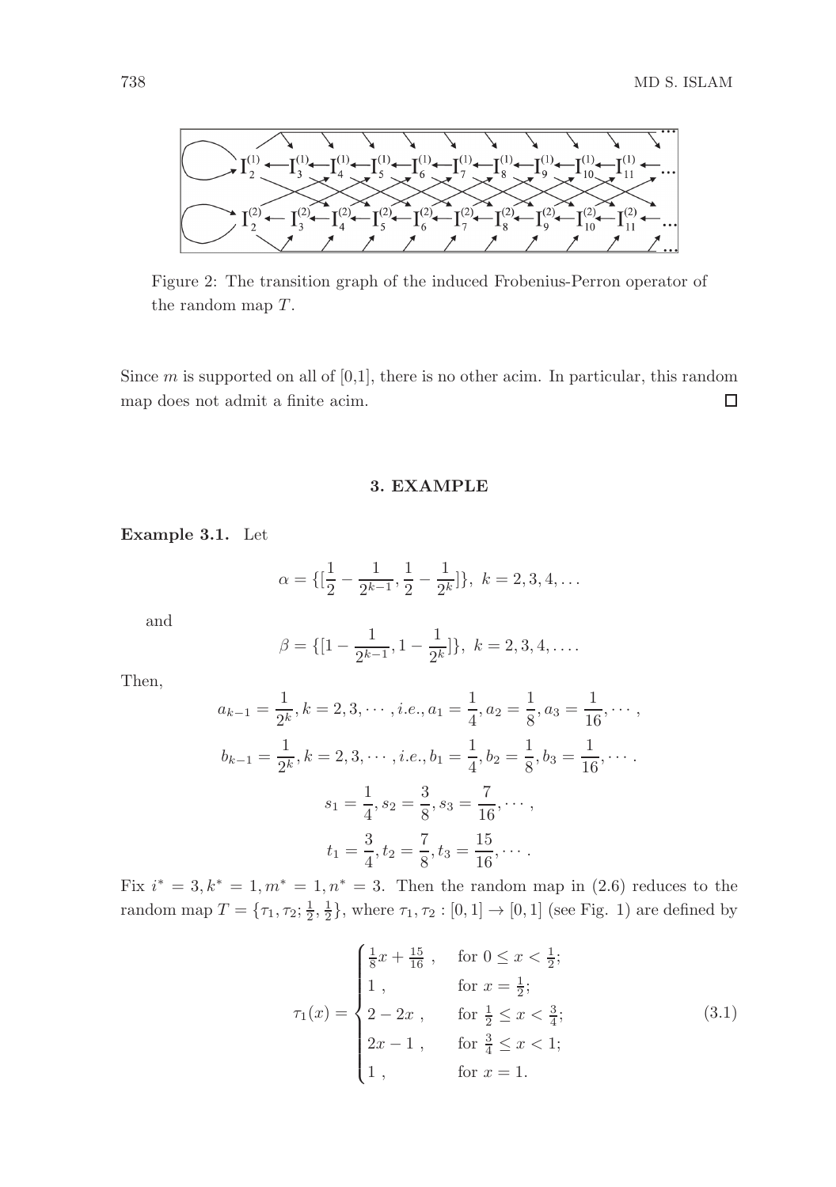Figure 2: The transition graph of the induced Frobenius-Perron operator of the random map $T$.

Since $m$ is supported on all of [0,1], there is no other acim. In particular, this random map does not admit a finite acim. □

## 3. EXAMPLE

**Example 3.1.** Let

$$\alpha = \{[\frac{1}{2} - \frac{1}{2^{k-1}}, \frac{1}{2} - \frac{1}{2^k}]\},\ k = 2, 3, 4, \dots$$

and

$$\beta = \{[1 - \frac{1}{2^{k-1}}, 1 - \frac{1}{2^k}]\},\ k = 2, 3, 4, \dots.$$

Then,

$$a_{k-1} = \frac{1}{2^k}, k = 2, 3, \cdots, i.e., a_1 = \frac{1}{4}, a_2 = \frac{1}{8}, a_3 = \frac{1}{16}, \cdots,$$

$$b_{k-1} = \frac{1}{2^k}, k = 2, 3, \cdots, i.e., b_1 = \frac{1}{4}, b_2 = \frac{1}{8}, b_3 = \frac{1}{16}, \cdots.$$

$$s_1 = \frac{1}{4}, s_2 = \frac{3}{8}, s_3 = \frac{7}{16}, \cdots,$$

$$t_1 = \frac{3}{4}, t_2 = \frac{7}{8}, t_3 = \frac{15}{16}, \cdots.$$

Fix $i^* = 3, k^* = 1, m^* = 1, n^* = 3$. Then the random map in (2.6) reduces to the random map $T = \{\tau_1, \tau_2; \frac{1}{2}, \frac{1}{2}\}$, where $\tau_1, \tau_2 : [0, 1] \to [0, 1]$ (see Fig. 1) are defined by

$$\tau_1(x) = \begin{cases} \frac{1}{8}x + \frac{15}{16}, & \text{for } 0 \le x < \frac{1}{2}; \\ 1, & \text{for } x = \frac{1}{2}; \\ 2 - 2x, & \text{for } \frac{1}{2} \le x < \frac{3}{4}; \\ 2x - 1, & \text{for } \frac{3}{4} \le x < 1; \\ 1, & \text{for } x = 1. \end{cases} \tag{3.1}$$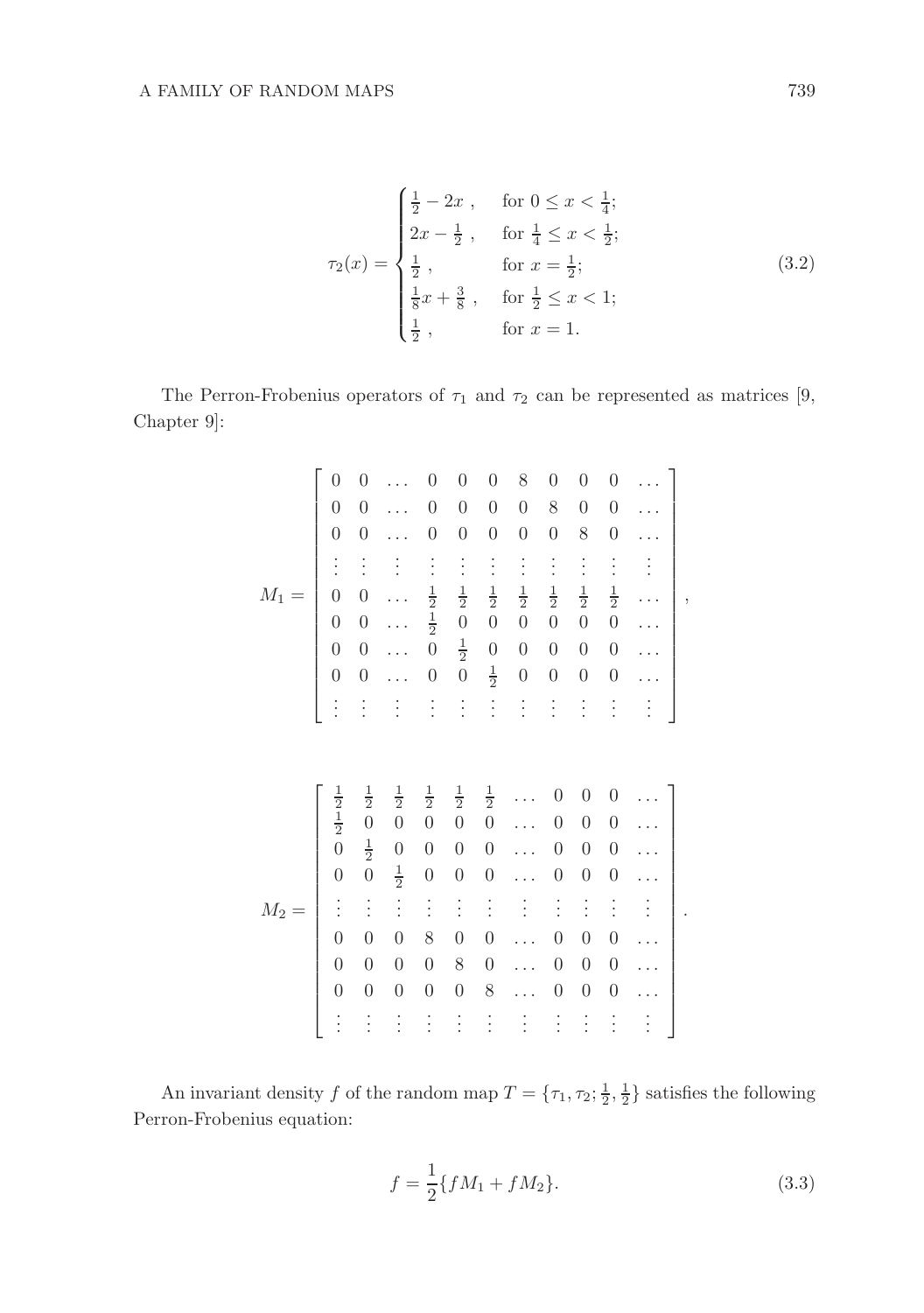$$
\tau_2(x) = \begin{cases} \frac{1}{2} - 2x \ , & \text{for } 0 \leq x < \frac{1}{4}; \\ 2x - \frac{1}{2} \ , & \text{for } \frac{1}{4} \leq x < \frac{1}{2}; \\ \frac{1}{2} \ , & \text{for } x = \frac{1}{2}; \\ \frac{1}{8}x + \frac{3}{8} \ , & \text{for } \frac{1}{2} \leq x < 1; \\ \frac{1}{2} \ , & \text{for } x = 1. \end{cases} \tag{3.2}
$$

The Perron-Frobenius operators of $\tau_1$ and $\tau_2$ can be represented as matrices [9, Chapter 9]:

$$
M_1 = \begin{bmatrix}
0 & 0 & \dots & 0 & 0 & 0 & 8 & 0 & 0 & 0 & \dots \\
0 & 0 & \dots & 0 & 0 & 0 & 0 & 8 & 0 & 0 & \dots \\
0 & 0 & \dots & 0 & 0 & 0 & 0 & 0 & 8 & 0 & \dots \\
\vdots & \vdots & \vdots & \vdots & \vdots & \vdots & \vdots & \vdots & \vdots & \vdots & \vdots \\
0 & 0 & \dots & \frac{1}{2} & \frac{1}{2} & \frac{1}{2} & \frac{1}{2} & \frac{1}{2} & \frac{1}{2} & \frac{1}{2} & \dots \\
0 & 0 & \dots & \frac{1}{2} & 0 & 0 & 0 & 0 & 0 & 0 & \dots \\
0 & 0 & \dots & 0 & \frac{1}{2} & 0 & 0 & 0 & 0 & 0 & \dots \\
0 & 0 & \dots & 0 & 0 & \frac{1}{2} & 0 & 0 & 0 & 0 & \dots \\
\vdots & \vdots & \vdots & \vdots & \vdots & \vdots & \vdots & \vdots & \vdots & \vdots & \vdots
\end{bmatrix},
$$

$$
M_2 = \begin{bmatrix}
\frac{1}{2} & \frac{1}{2} & \frac{1}{2} & \frac{1}{2} & \frac{1}{2} & \frac{1}{2} & \dots & 0 & 0 & 0 & \dots \\
\frac{1}{2} & 0 & 0 & 0 & 0 & 0 & \dots & 0 & 0 & 0 & \dots \\
0 & \frac{1}{2} & 0 & 0 & 0 & 0 & \dots & 0 & 0 & 0 & \dots \\
0 & 0 & \frac{1}{2} & 0 & 0 & 0 & \dots & 0 & 0 & 0 & \dots \\
\vdots & \vdots & \vdots & \vdots & \vdots & \vdots & \vdots & \vdots & \vdots & \vdots & \vdots \\
0 & 0 & 0 & 8 & 0 & 0 & \dots & 0 & 0 & 0 & \dots \\
0 & 0 & 0 & 0 & 8 & 0 & \dots & 0 & 0 & 0 & \dots \\
0 & 0 & 0 & 0 & 0 & 8 & \dots & 0 & 0 & 0 & \dots \\
\vdots & \vdots & \vdots & \vdots & \vdots & \vdots & \vdots & \vdots & \vdots & \vdots & \vdots
\end{bmatrix}.
$$

An invariant density $f$ of the random map $T = \{\tau_1, \tau_2; \frac{1}{2}, \frac{1}{2}\}$ satisfies the following Perron-Frobenius equation:

$$
f = \frac{1}{2}\{fM_1 + fM_2\}. \tag{3.3}
$$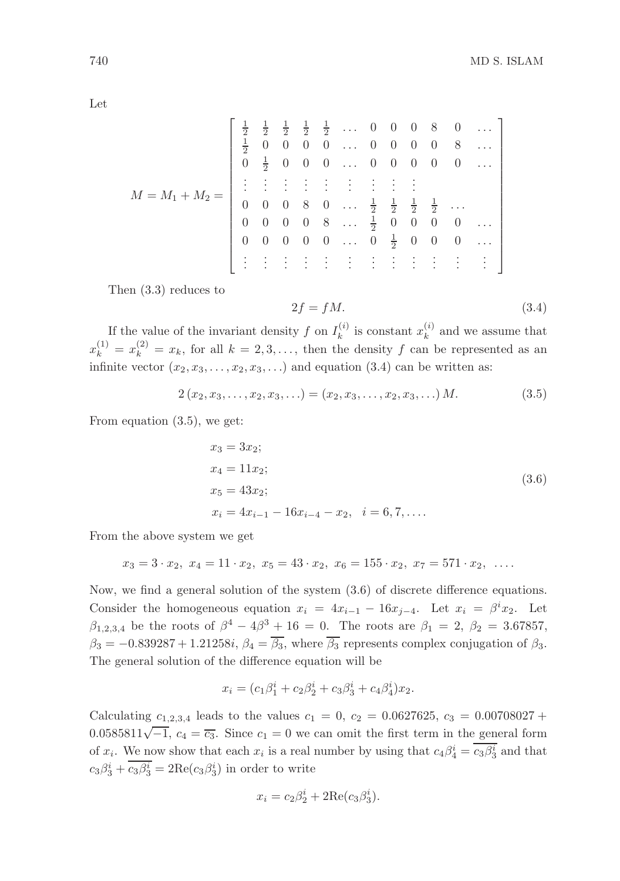Let

$$
M = M_1 + M_2 = \begin{bmatrix}
\frac{1}{2} & \frac{1}{2} & \frac{1}{2} & \frac{1}{2} & \frac{1}{2} & \dots & 0 & 0 & 0 & 8 & 0 & \dots \\
\frac{1}{2} & 0 & 0 & 0 & 0 & \dots & 0 & 0 & 0 & 0 & 8 & \dots \\
0 & \frac{1}{2} & 0 & 0 & 0 & \dots & 0 & 0 & 0 & 0 & 0 & \dots \\
\vdots & \vdots & \vdots & \vdots & \vdots & \vdots & \vdots & \vdots & \vdots & & & \\
0 & 0 & 0 & 8 & 0 & \dots & \frac{1}{2} & \frac{1}{2} & \frac{1}{2} & \frac{1}{2} & \dots & \\
0 & 0 & 0 & 0 & 8 & \dots & \frac{1}{2} & 0 & 0 & 0 & 0 & \dots \\
0 & 0 & 0 & 0 & 0 & \dots & 0 & \frac{1}{2} & 0 & 0 & 0 & \dots \\
\vdots & \vdots & \vdots & \vdots & \vdots & \vdots & \vdots & \vdots & \vdots & \vdots & \vdots & \vdots
\end{bmatrix}
$$

Then (3.3) reduces to

$$
2f = fM. \tag{3.4}
$$

If the value of the invariant density $f$ on $I_k^{(i)}$ is constant $x_k^{(i)}$ and we assume that $x_k^{(1)} = x_k^{(2)} = x_k$, for all $k = 2, 3, \dots$, then the density $f$ can be represented as an infinite vector $(x_2, x_3, \dots, x_2, x_3, \dots)$ and equation (3.4) can be written as:

$$
2\,(x_2, x_3, \dots, x_2, x_3, \dots) = (x_2, x_3, \dots, x_2, x_3, \dots)\,M. \tag{3.5}
$$

From equation (3.5), we get:

$$
\begin{aligned}
x_3 &= 3x_2; \\
x_4 &= 11x_2; \\
x_5 &= 43x_2; \\
x_i &= 4x_{i-1} - 16x_{i-4} - x_2, \quad i = 6, 7, \dots.
\end{aligned} \tag{3.6}
$$

From the above system we get

$$
x_3 = 3 \cdot x_2,\ x_4 = 11 \cdot x_2,\ x_5 = 43 \cdot x_2,\ x_6 = 155 \cdot x_2,\ x_7 = 571 \cdot x_2,\ \dots.
$$

Now, we find a general solution of the system (3.6) of discrete difference equations. Consider the homogeneous equation $x_i = 4x_{i-1} - 16x_{j-4}$. Let $x_i = \beta^i x_2$. Let $\beta_{1,2,3,4}$ be the roots of $\beta^4 - 4\beta^3 + 16 = 0$. The roots are $\beta_1 = 2$, $\beta_2 = 3.67857$, $\beta_3 = -0.839287 + 1.21258i$, $\beta_4 = \overline{\beta_3}$, where $\overline{\beta_3}$ represents complex conjugation of $\beta_3$. The general solution of the difference equation will be

$$
x_i = (c_1\beta_1^i + c_2\beta_2^i + c_3\beta_3^i + c_4\beta_4^i)x_2.
$$

Calculating $c_{1,2,3,4}$ leads to the values $c_1 = 0$, $c_2 = 0.0627625$, $c_3 = 0.00708027 + 0.0585811\sqrt{-1}$, $c_4 = \overline{c_3}$. Since $c_1 = 0$ we can omit the first term in the general form of $x_i$. We now show that each $x_i$ is a real number by using that $c_4\beta_4^i = \overline{c_3\beta_3^i}$ and that $c_3\beta_3^i + \overline{c_3\beta_3^i} = 2\mathrm{Re}(c_3\beta_3^i)$ in order to write

$$
x_i = c_2\beta_2^i + 2\mathrm{Re}(c_3\beta_3^i).
$$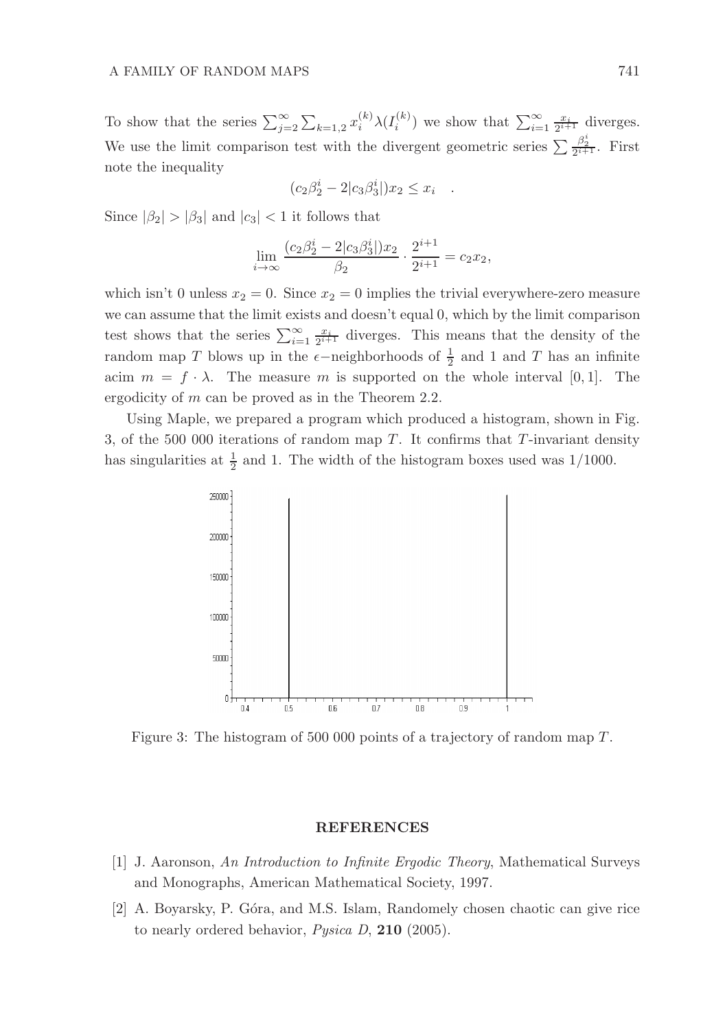To show that the series $\sum_{j=2}^{\infty} \sum_{k=1,2} x_i^{(k)} \lambda(I_i^{(k)})$ we show that $\sum_{i=1}^{\infty} \frac{x_i}{2^{i+1}}$ diverges. We use the limit comparison test with the divergent geometric series $\sum \frac{\beta_2^i}{2^{i+1}}$. First note the inequality

$$(c_2 \beta_2^i - 2|c_3 \beta_3^i|) x_2 \leq x_i \quad .$$

Since $|\beta_2| > |\beta_3|$ and $|c_3| < 1$ it follows that

$$\lim_{i \to \infty} \frac{(c_2 \beta_2^i - 2|c_3 \beta_3^i|) x_2}{\beta_2} \cdot \frac{2^{i+1}}{2^{i+1}} = c_2 x_2,$$

which isn't 0 unless $x_2 = 0$. Since $x_2 = 0$ implies the trivial everywhere-zero measure we can assume that the limit exists and doesn't equal 0, which by the limit comparison test shows that the series $\sum_{i=1}^{\infty} \frac{x_i}{2^{i+1}}$ diverges. This means that the density of the random map $T$ blows up in the $\epsilon-$neighborhoods of $\frac{1}{2}$ and 1 and $T$ has an infinite acim $m = f \cdot \lambda$. The measure $m$ is supported on the whole interval $[0, 1]$. The ergodicity of $m$ can be proved as in the Theorem 2.2.

Using Maple, we prepared a program which produced a histogram, shown in Fig. 3, of the 500 000 iterations of random map $T$. It confirms that $T$-invariant density has singularities at $\frac{1}{2}$ and 1. The width of the histogram boxes used was $1/1000$.

Figure 3: The histogram of 500 000 points of a trajectory of random map $T$.

## REFERENCES

[1] J. Aaronson, *An Introduction to Infinite Ergodic Theory*, Mathematical Surveys and Monographs, American Mathematical Society, 1997.

[2] A. Boyarsky, P. Góra, and M.S. Islam, Randomely chosen chaotic can give rice to nearly ordered behavior, *Pysica D*, **210** (2005).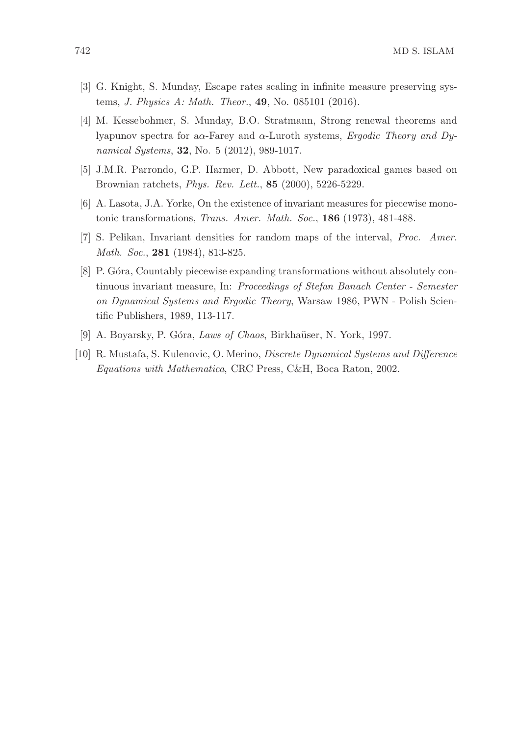[3] G. Knight, S. Munday, Escape rates scaling in infinite measure preserving systems, *J. Physics A: Math. Theor.*, **49**, No. 085101 (2016).

[4] M. Kessebohmer, S. Munday, B.O. Stratmann, Strong renewal theorems and lyapunov spectra for a$\alpha$-Farey and $\alpha$-Luroth systems, *Ergodic Theory and Dynamical Systems*, **32**, No. 5 (2012), 989-1017.

[5] J.M.R. Parrondo, G.P. Harmer, D. Abbott, New paradoxical games based on Brownian ratchets, *Phys. Rev. Lett.*, **85** (2000), 5226-5229.

[6] A. Lasota, J.A. Yorke, On the existence of invariant measures for piecewise monotonic transformations, *Trans. Amer. Math. Soc.*, **186** (1973), 481-488.

[7] S. Pelikan, Invariant densities for random maps of the interval, *Proc. Amer. Math. Soc.*, **281** (1984), 813-825.

[8] P. Góra, Countably piecewise expanding transformations without absolutely continuous invariant measure, In: *Proceedings of Stefan Banach Center - Semester on Dynamical Systems and Ergodic Theory*, Warsaw 1986, PWN - Polish Scientific Publishers, 1989, 113-117.

[9] A. Boyarsky, P. Góra, *Laws of Chaos*, Birkhaüser, N. York, 1997.

[10] R. Mustafa, S. Kulenovic, O. Merino, *Discrete Dynamical Systems and Difference Equations with Mathematica*, CRC Press, C&H, Boca Raton, 2002.